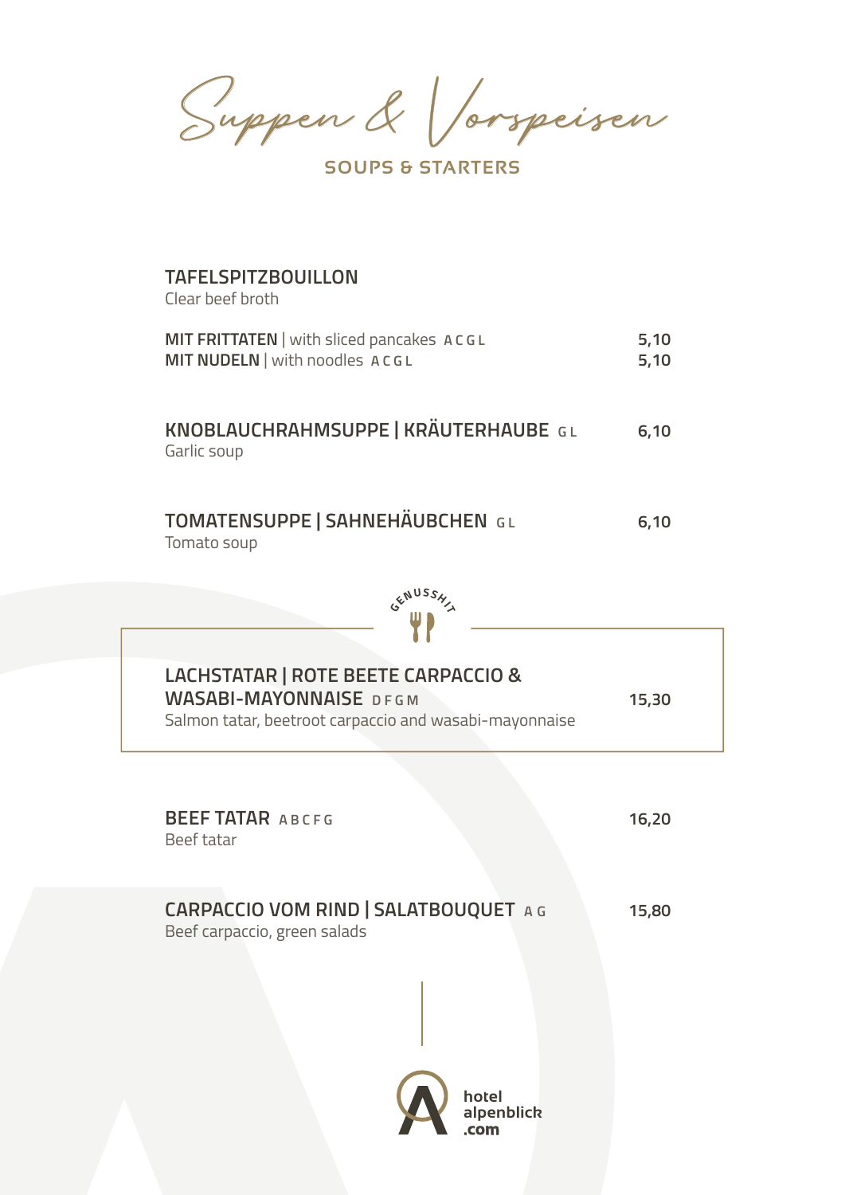# Suppen & Vorspeisen

## SOUPS & STARTERS

**TAFELSPITZBOUILLON**
Clear beef broth

**MIT FRITTATEN** | with sliced pancakes **A C G L** — 5,10
**MIT NUDELN** | with noodles **A C G L** — 5,10

**KNOBLAUCHRAHMSUPPE | KRÄUTERHAUBE** **G L** — 6,10
Garlic soup

**TOMATENSUPPE | SAHNEHÄUBCHEN** **G L** — 6,10
Tomato soup

GENUSSHIT

**LACHSTATAR | ROTE BEETE CARPACCIO & WASABI-MAYONNAISE** **D F G M** — 15,30
Salmon tatar, beetroot carpaccio and wasabi-mayonnaise

**BEEF TATAR** **A B C F G** — 16,20
Beef tatar

**CARPACCIO VOM RIND | SALATBOUQUET** **A G** — 15,80
Beef carpaccio, green salads

hotel alpenblick .com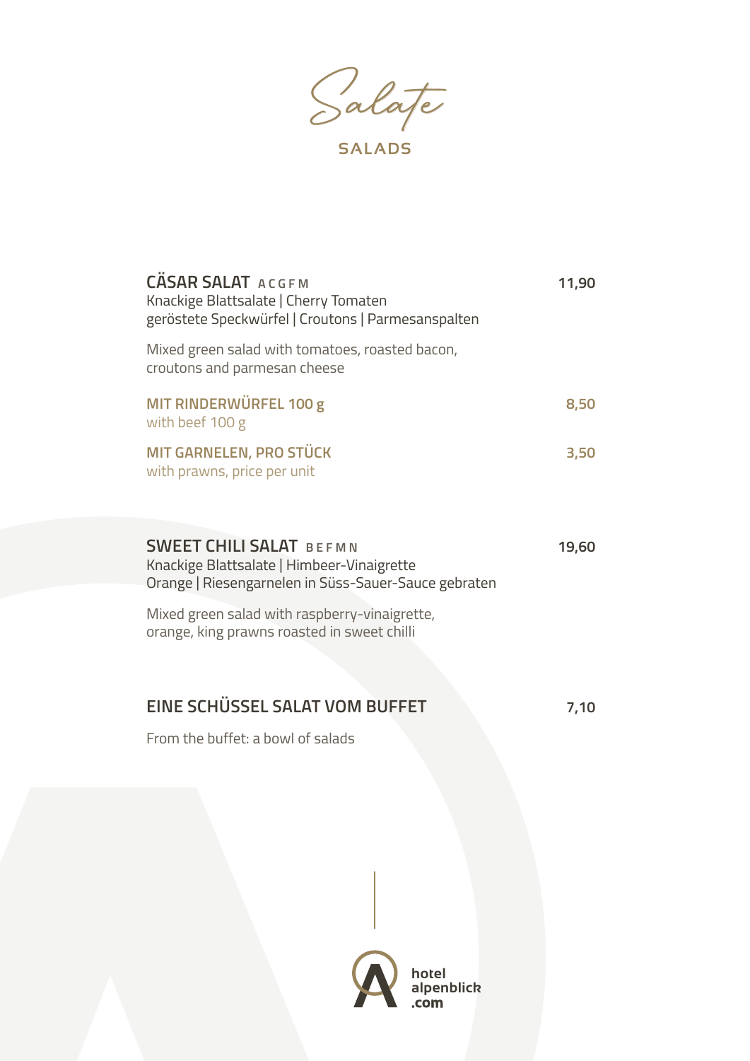# Salate

## SALADS

**CÄSAR SALAT** A C G F M — **11,90**
Knackige Blattsalate | Cherry Tomaten
geröstete Speckwürfel | Croutons | Parmesanspalten

Mixed green salad with tomatoes, roasted bacon,
croutons and parmesan cheese

**MIT RINDERWÜRFEL 100 g** — **8,50**
with beef 100 g

**MIT GARNELEN, PRO STÜCK** — **3,50**
with prawns, price per unit

**SWEET CHILI SALAT** B E F M N — **19,60**
Knackige Blattsalate | Himbeer-Vinaigrette
Orange | Riesengarnelen in Süss-Sauer-Sauce gebraten

Mixed green salad with raspberry-vinaigrette,
orange, king prawns roasted in sweet chilli

**EINE SCHÜSSEL SALAT VOM BUFFET** — **7,10**

From the buffet: a bowl of salads

hotel
alpenblick
.com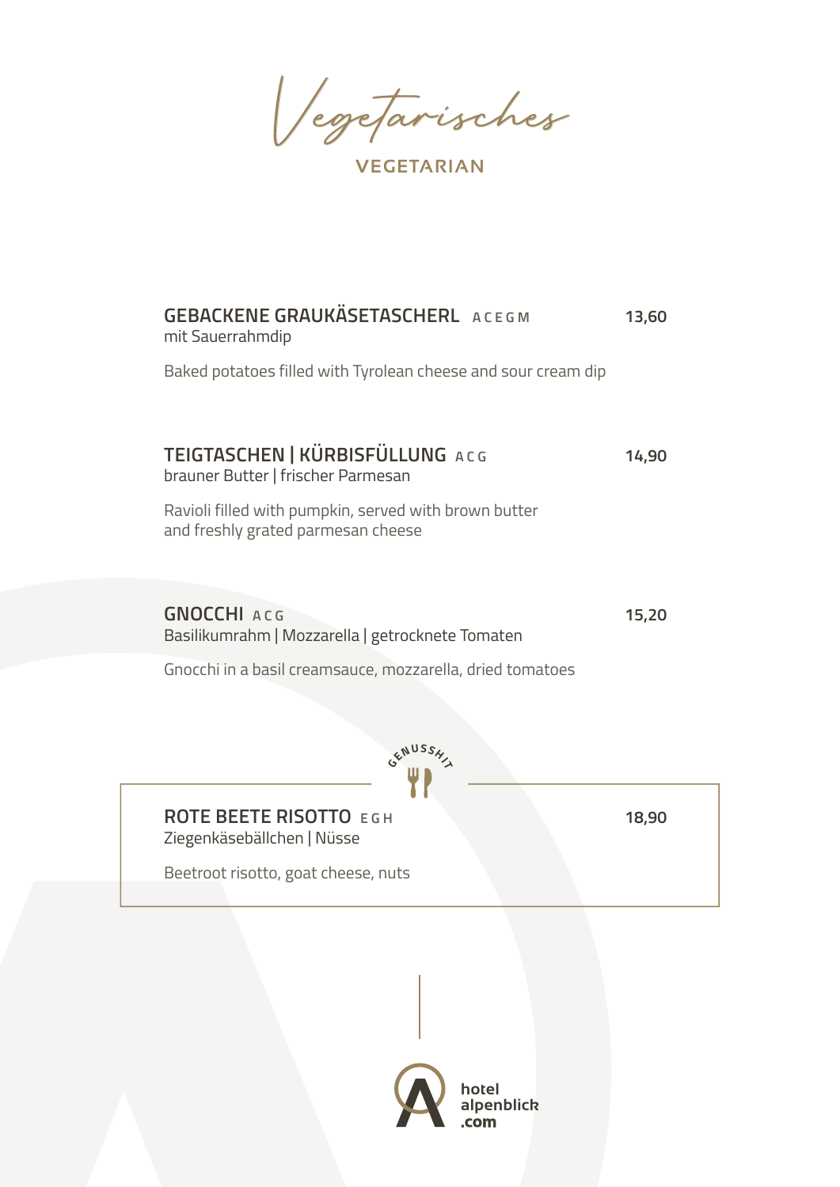# Vegetarisches

## VEGETARIAN

**GEBACKENE GRAUKÄSETASCHERL** A C E G M — **13,60**
mit Sauerrahmdip

Baked potatoes filled with Tyrolean cheese and sour cream dip

**TEIGTASCHEN | KÜRBISFÜLLUNG** A C G — **14,90**
brauner Butter | frischer Parmesan

Ravioli filled with pumpkin, served with brown butter and freshly grated parmesan cheese

**GNOCCHI** A C G — **15,20**
Basilikumrahm | Mozzarella | getrocknete Tomaten

Gnocchi in a basil creamsauce, mozzarella, dried tomatoes

GENUSSHIT

**ROTE BEETE RISOTTO** E G H — **18,90**
Ziegenkäsebällchen | Nüsse

Beetroot risotto, goat cheese, nuts

hotel alpenblick .com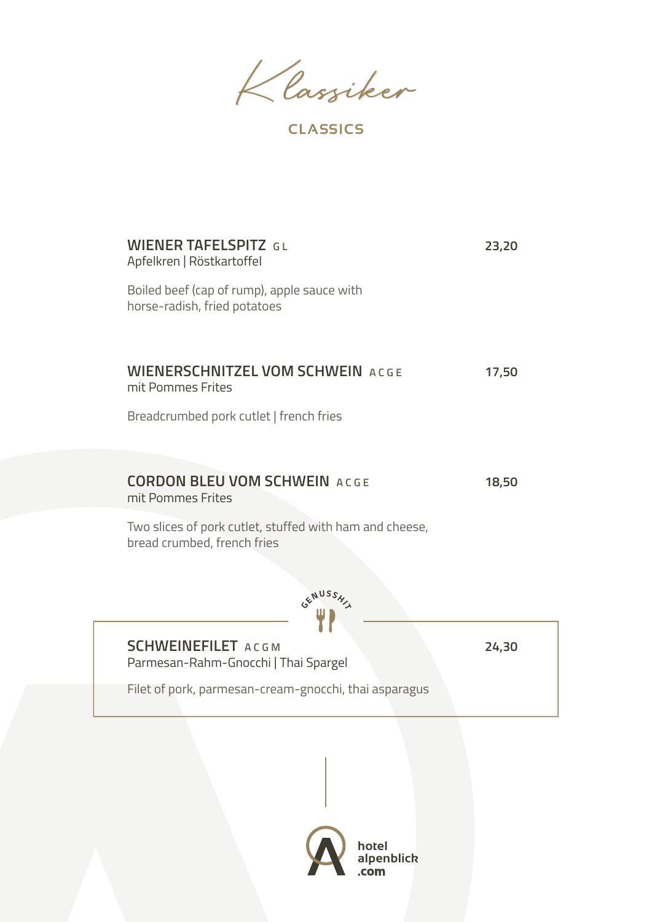# Klassiker

## CLASSICS

**WIENER TAFELSPITZ** GL — **23,20**

Apfelkren | Röstkartoffel

Boiled beef (cap of rump), apple sauce with horse-radish, fried potatoes

**WIENERSCHNITZEL VOM SCHWEIN** ACGE — **17,50**

mit Pommes Frites

Breadcrumbed pork cutlet | french fries

**CORDON BLEU VOM SCHWEIN** ACGE — **18,50**

mit Pommes Frites

Two slices of pork cutlet, stuffed with ham and cheese, bread crumbed, french fries

GENUSSHIT

**SCHWEINEFILET** ACGM — **24,30**

Parmesan-Rahm-Gnocchi | Thai Spargel

Filet of pork, parmesan-cream-gnocchi, thai asparagus

hotel alpenblick .com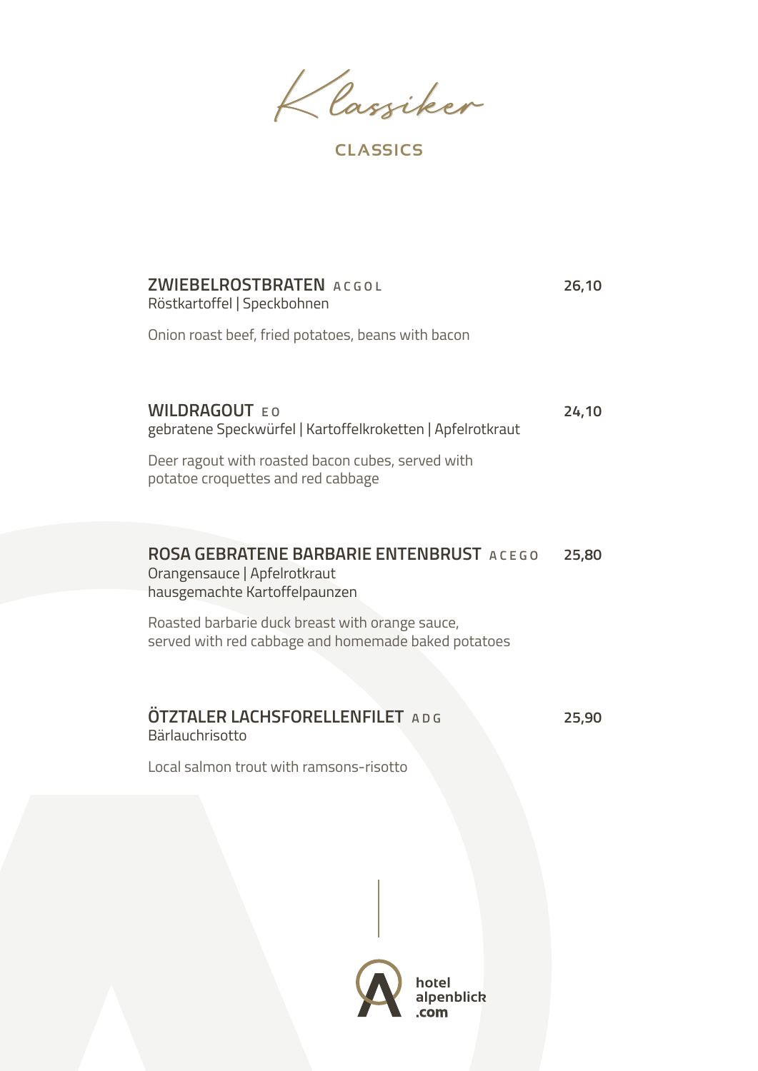# Klassiker

## CLASSICS

**ZWIEBELROSTBRATEN** A C G O L — **26,10**
Röstkartoffel | Speckbohnen

Onion roast beef, fried potatoes, beans with bacon

**WILDRAGOUT** E O — **24,10**
gebratene Speckwürfel | Kartoffelkroketten | Apfelrotkraut

Deer ragout with roasted bacon cubes, served with
potatoe croquettes and red cabbage

**ROSA GEBRATENE BARBARIE ENTENBRUST** A C E G O — **25,80**
Orangensauce | Apfelrotkraut
hausgemachte Kartoffelpaunzen

Roasted barbarie duck breast with orange sauce,
served with red cabbage and homemade baked potatoes

**ÖTZTALER LACHSFORELLENFILET** A D G — **25,90**
Bärlauchrisotto

Local salmon trout with ramsons-risotto

hotel
alpenblick
.com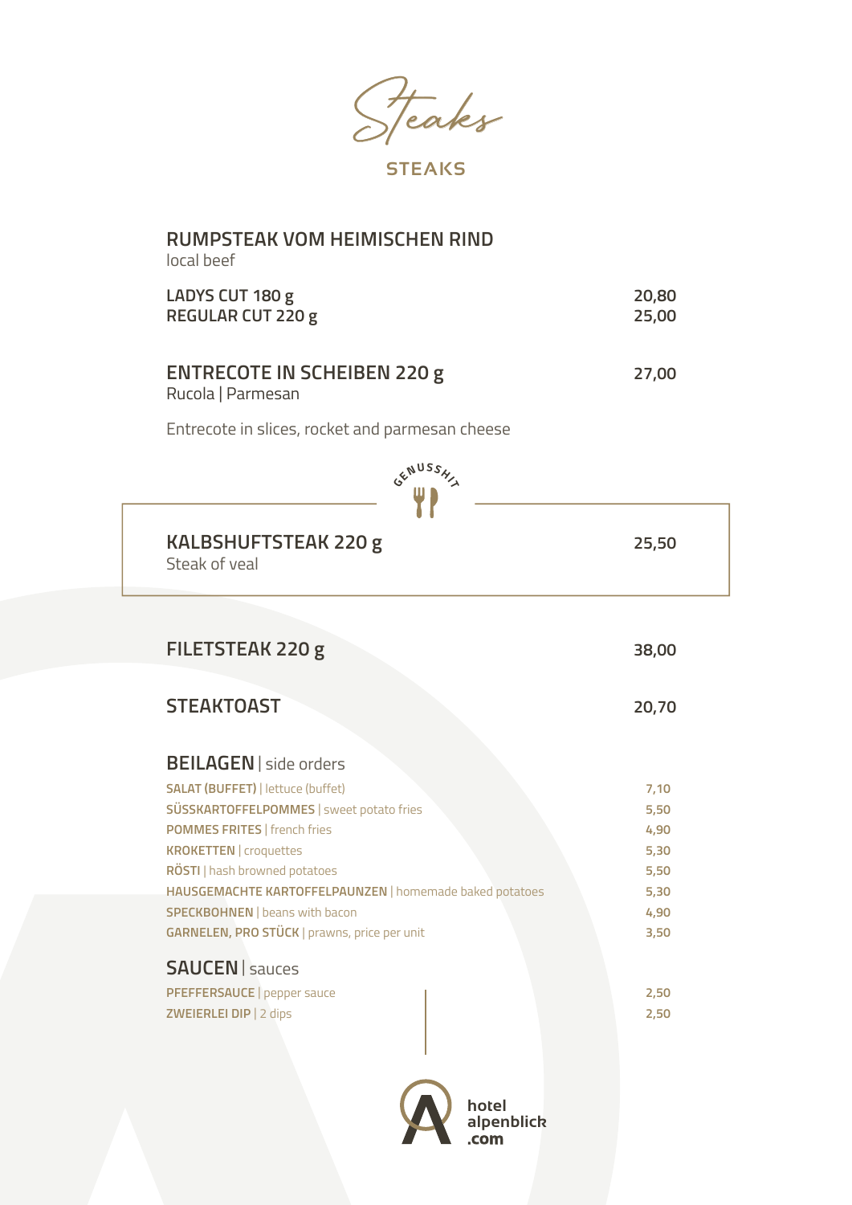# Steaks

## STEAKS

### RUMPSTEAK VOM HEIMISCHEN RIND
local beef

| | |
|---|---|
| **LADYS CUT 180 g** | **20,80** |
| **REGULAR CUT 220 g** | **25,00** |

### ENTRECOTE IN SCHEIBEN 220 g — 27,00
Rucola | Parmesan

Entrecote in slices, rocket and parmesan cheese

GENUSSHIT

### KALBSHUFTSTEAK 220 g — 25,50
Steak of veal

### FILETSTEAK 220 g — 38,00

### STEAKTOAST — 20,70

### BEILAGEN | side orders

| | |
|---|---|
| **SALAT (BUFFET)** \| lettuce (buffet) | 7,10 |
| **SÜSSKARTOFFELPOMMES** \| sweet potato fries | 5,50 |
| **POMMES FRITES** \| french fries | 4,90 |
| **KROKETTEN** \| croquettes | 5,30 |
| **RÖSTI** \| hash browned potatoes | 5,50 |
| **HAUSGEMACHTE KARTOFFELPAUNZEN** \| homemade baked potatoes | 5,30 |
| **SPECKBOHNEN** \| beans with bacon | 4,90 |
| **GARNELEN, PRO STÜCK** \| prawns, price per unit | 3,50 |

### SAUCEN | sauces

| | |
|---|---|
| **PFEFFERSAUCE** \| pepper sauce | 2,50 |
| **ZWEIERLEI DIP** \| 2 dips | 2,50 |

hotel alpenblick .com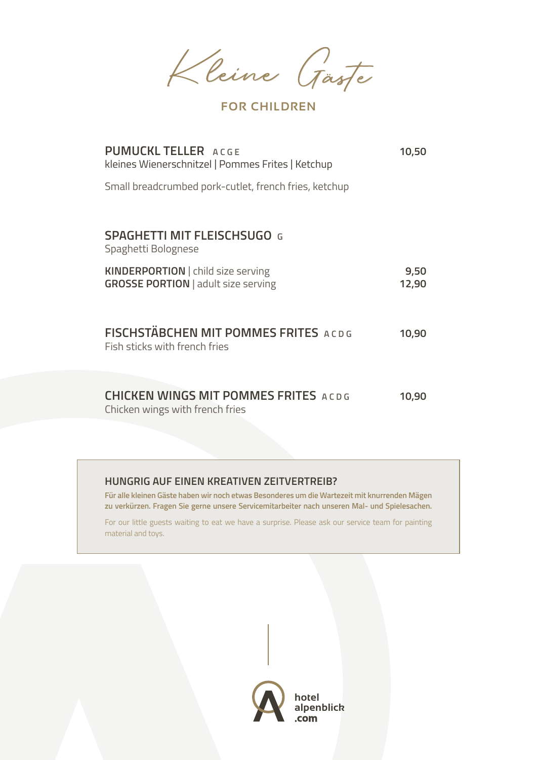# Kleine Gäste

## FOR CHILDREN

**PUMUCKL TELLER** A C G E — **10,50**
kleines Wienerschnitzel | Pommes Frites | Ketchup

Small breadcrumbed pork-cutlet, french fries, ketchup

**SPAGHETTI MIT FLEISCHSUGO** G
Spaghetti Bolognese

**KINDERPORTION** | child size serving — **9,50**
**GROSSE PORTION** | adult size serving — **12,90**

**FISCHSTÄBCHEN MIT POMMES FRITES** A C D G — **10,90**
Fish sticks with french fries

**CHICKEN WINGS MIT POMMES FRITES** A C D G — **10,90**
Chicken wings with french fries

### HUNGRIG AUF EINEN KREATIVEN ZEITVERTREIB?

**Für alle kleinen Gäste haben wir noch etwas Besonderes um die Wartezeit mit knurrenden Mägen zu verkürzen. Fragen Sie gerne unsere Servicemitarbeiter nach unseren Mal- und Spielesachen.**

For our little guests waiting to eat we have a surprise. Please ask our service team for painting material and toys.

hotel alpenblick .com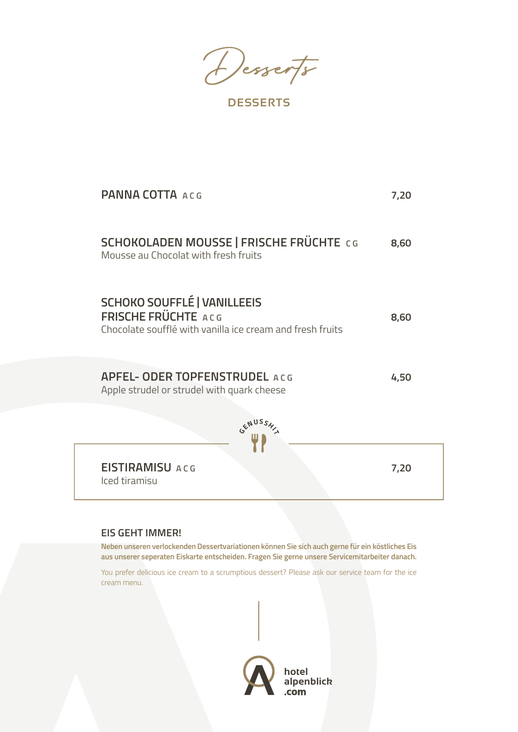# Desserts

## DESSERTS

**PANNA COTTA** A C G — **7,20**

**SCHOKOLADEN MOUSSE | FRISCHE FRÜCHTE** C G — **8,60**
Mousse au Chocolat with fresh fruits

**SCHOKO SOUFFLÉ | VANILLEEIS FRISCHE FRÜCHTE** A C G — **8,60**
Chocolate soufflé with vanilla ice cream and fresh fruits

**APFEL- ODER TOPFENSTRUDEL** A C G — **4,50**
Apple strudel or strudel with quark cheese

GENUSSHIT

**EISTIRAMISU** A C G — **7,20**
Iced tiramisu

### EIS GEHT IMMER!

**Neben unseren verlockenden Dessertvariationen können Sie sich auch gerne für ein köstliches Eis aus unserer seperaten Eiskarte entscheiden. Fragen Sie gerne unsere Servicemitarbeiter danach.**

You prefer delicious ice cream to a scrumptious dessert? Please ask our service team for the ice cream menu.

hotel alpenblick .com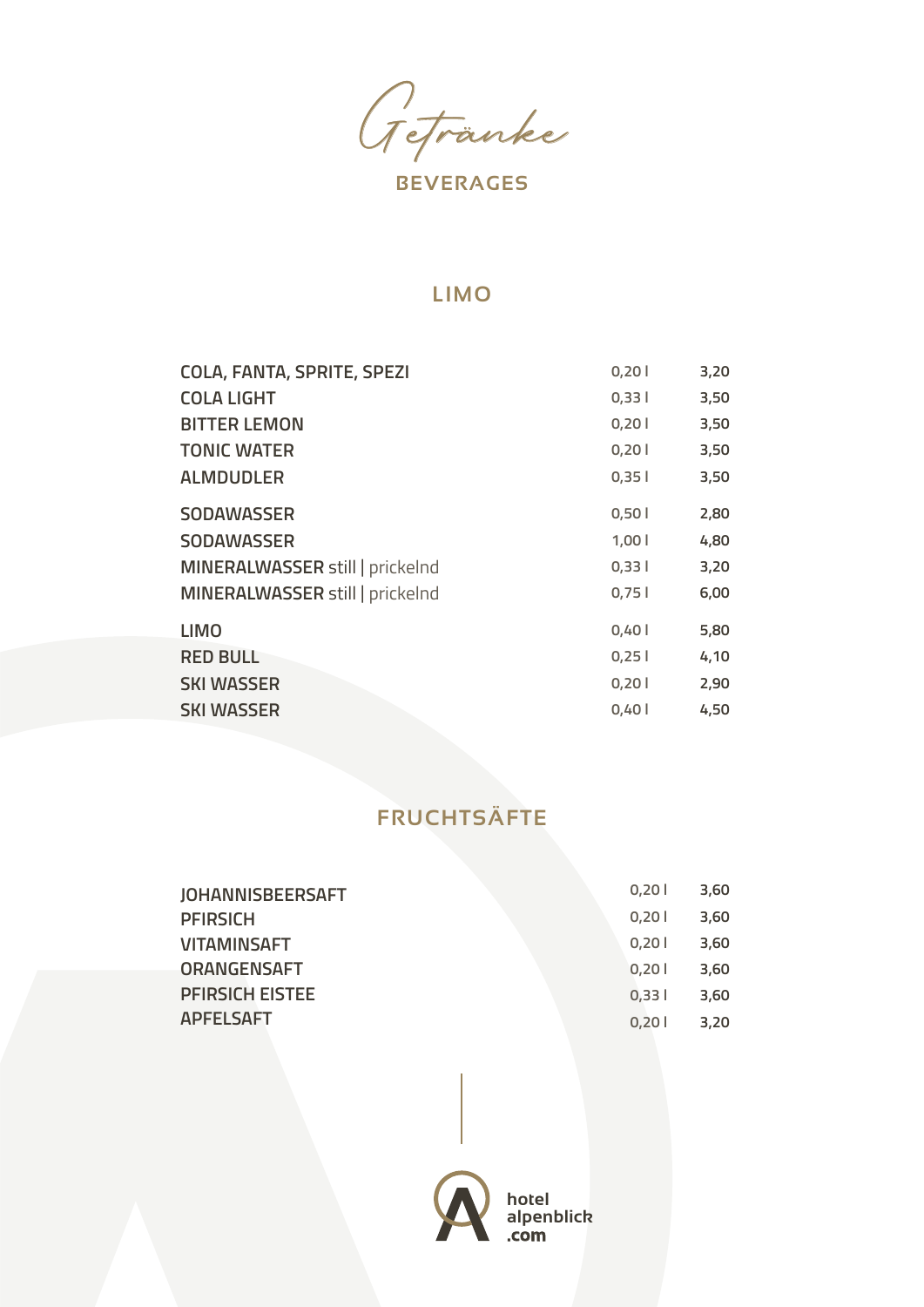# Getränke

BEVERAGES

## LIMO

| | | |
|---|---|---|
| COLA, FANTA, SPRITE, SPEZI | 0,20 l | 3,20 |
| COLA LIGHT | 0,33 l | 3,50 |
| BITTER LEMON | 0,20 l | 3,50 |
| TONIC WATER | 0,20 l | 3,50 |
| ALMDUDLER | 0,35 l | 3,50 |
| SODAWASSER | 0,50 l | 2,80 |
| SODAWASSER | 1,00 l | 4,80 |
| MINERALWASSER still \| prickelnd | 0,33 l | 3,20 |
| MINERALWASSER still \| prickelnd | 0,75 l | 6,00 |
| LIMO | 0,40 l | 5,80 |
| RED BULL | 0,25 l | 4,10 |
| SKI WASSER | 0,20 l | 2,90 |
| SKI WASSER | 0,40 l | 4,50 |

## FRUCHTSÄFTE

| | | |
|---|---|---|
| JOHANNISBEERSAFT | 0,20 l | 3,60 |
| PFIRSICH | 0,20 l | 3,60 |
| VITAMINSAFT | 0,20 l | 3,60 |
| ORANGENSAFT | 0,20 l | 3,60 |
| PFIRSICH EISTEE | 0,33 l | 3,60 |
| APFELSAFT | 0,20 l | 3,20 |

hotel alpenblick .com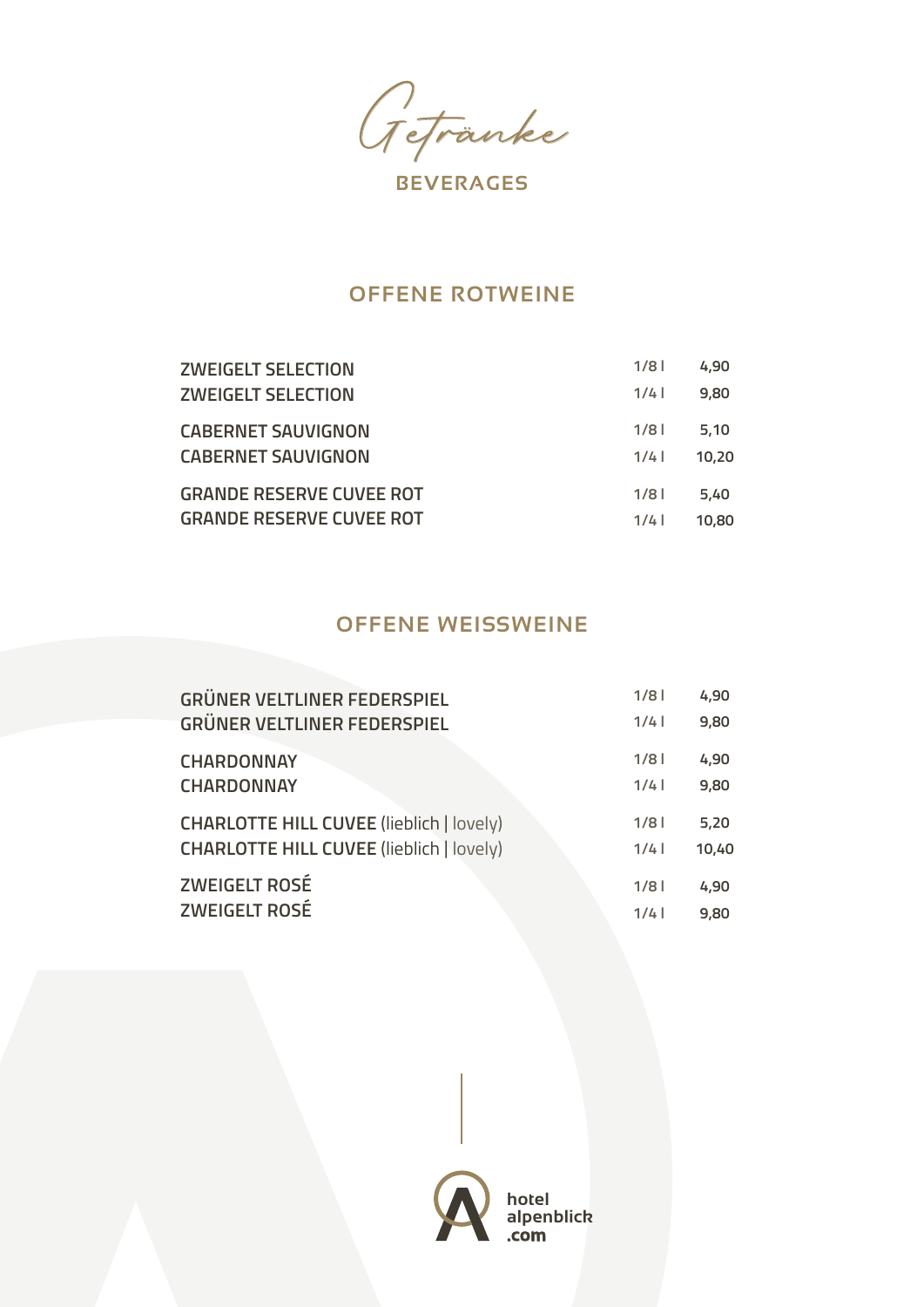# Getränke

## BEVERAGES

### OFFENE ROTWEINE

| | | |
|---|---|---|
| ZWEIGELT SELECTION | 1/8 l | 4,90 |
| ZWEIGELT SELECTION | 1/4 l | 9,80 |
| CABERNET SAUVIGNON | 1/8 l | 5,10 |
| CABERNET SAUVIGNON | 1/4 l | 10,20 |
| GRANDE RESERVE CUVEE ROT | 1/8 l | 5,40 |
| GRANDE RESERVE CUVEE ROT | 1/4 l | 10,80 |

### OFFENE WEISSWEINE

| | | |
|---|---|---|
| GRÜNER VELTLINER FEDERSPIEL | 1/8 l | 4,90 |
| GRÜNER VELTLINER FEDERSPIEL | 1/4 l | 9,80 |
| CHARDONNAY | 1/8 l | 4,90 |
| CHARDONNAY | 1/4 l | 9,80 |
| CHARLOTTE HILL CUVEE (lieblich \| lovely) | 1/8 l | 5,20 |
| CHARLOTTE HILL CUVEE (lieblich \| lovely) | 1/4 l | 10,40 |
| ZWEIGELT ROSÉ | 1/8 l | 4,90 |
| ZWEIGELT ROSÉ | 1/4 l | 9,80 |

hotel alpenblick .com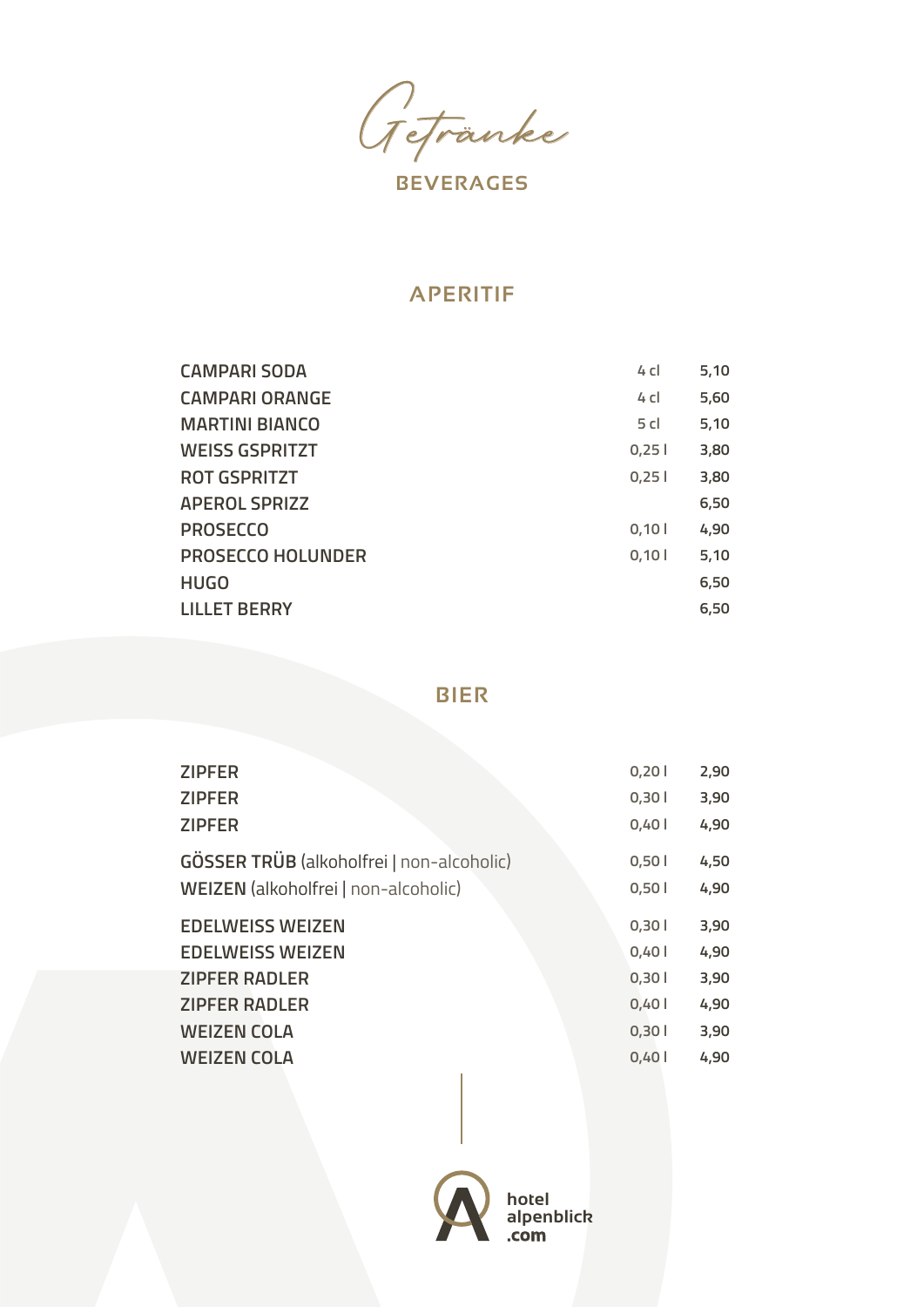# Getränke

BEVERAGES

## APERITIF

| | | |
|---|---|---|
| CAMPARI SODA | 4 cl | 5,10 |
| CAMPARI ORANGE | 4 cl | 5,60 |
| MARTINI BIANCO | 5 cl | 5,10 |
| WEISS GSPRITZT | 0,25 l | 3,80 |
| ROT GSPRITZT | 0,25 l | 3,80 |
| APEROL SPRIZZ | | 6,50 |
| PROSECCO | 0,10 l | 4,90 |
| PROSECCO HOLUNDER | 0,10 l | 5,10 |
| HUGO | | 6,50 |
| LILLET BERRY | | 6,50 |

## BIER

| | | |
|---|---|---|
| ZIPFER | 0,20 l | 2,90 |
| ZIPFER | 0,30 l | 3,90 |
| ZIPFER | 0,40 l | 4,90 |
| **GÖSSER TRÜB** (alkoholfrei \| non-alcoholic) | 0,50 l | 4,50 |
| **WEIZEN** (alkoholfrei \| non-alcoholic) | 0,50 l | 4,90 |
| EDELWEISS WEIZEN | 0,30 l | 3,90 |
| EDELWEISS WEIZEN | 0,40 l | 4,90 |
| ZIPFER RADLER | 0,30 l | 3,90 |
| ZIPFER RADLER | 0,40 l | 4,90 |
| WEIZEN COLA | 0,30 l | 3,90 |
| WEIZEN COLA | 0,40 l | 4,90 |

hotel alpenblick .com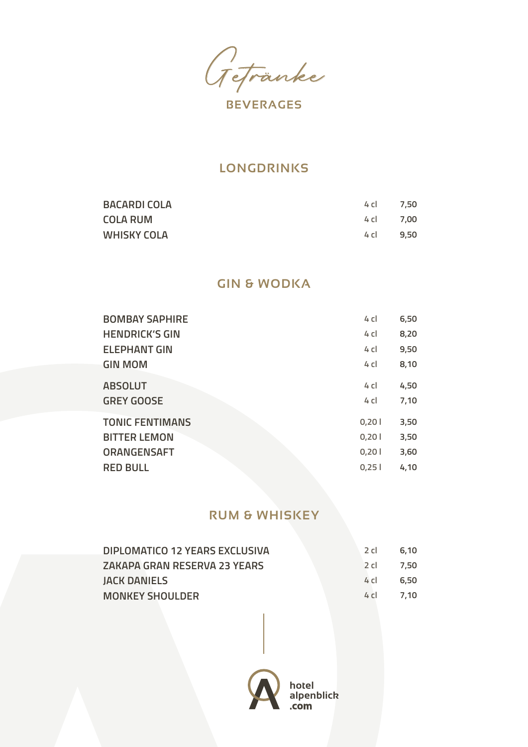# Getränke

## BEVERAGES

### LONGDRINKS

| | | |
|---|---|---|
| BACARDI COLA | 4 cl | 7,50 |
| COLA RUM | 4 cl | 7,00 |
| WHISKY COLA | 4 cl | 9,50 |

### GIN & WODKA

| | | |
|---|---|---|
| BOMBAY SAPHIRE | 4 cl | 6,50 |
| HENDRICK'S GIN | 4 cl | 8,20 |
| ELEPHANT GIN | 4 cl | 9,50 |
| GIN MOM | 4 cl | 8,10 |
| ABSOLUT | 4 cl | 4,50 |
| GREY GOOSE | 4 cl | 7,10 |
| TONIC FENTIMANS | 0,20 l | 3,50 |
| BITTER LEMON | 0,20 l | 3,50 |
| ORANGENSAFT | 0,20 l | 3,60 |
| RED BULL | 0,25 l | 4,10 |

### RUM & WHISKEY

| | | |
|---|---|---|
| DIPLOMATICO 12 YEARS EXCLUSIVA | 2 cl | 6,10 |
| ZAKAPA GRAN RESERVA 23 YEARS | 2 cl | 7,50 |
| JACK DANIELS | 4 cl | 6,50 |
| MONKEY SHOULDER | 4 cl | 7,10 |

hotel alpenblick .com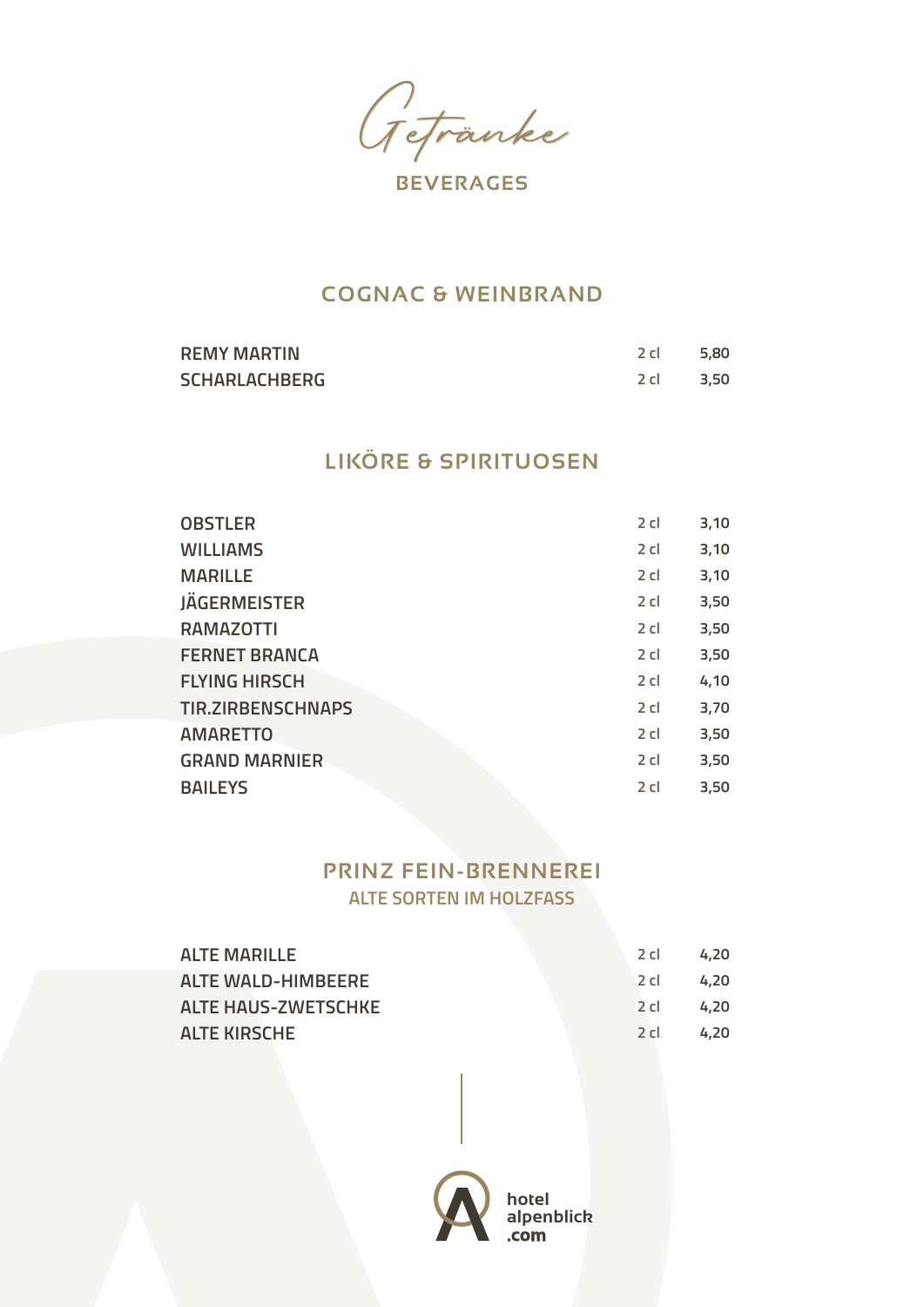# Getränke

BEVERAGES

## COGNAC & WEINBRAND

| | | |
|---|---|---|
| REMY MARTIN | 2 cl | 5,80 |
| SCHARLACHBERG | 2 cl | 3,50 |

## LIKÖRE & SPIRITUOSEN

| | | |
|---|---|---|
| OBSTLER | 2 cl | 3,10 |
| WILLIAMS | 2 cl | 3,10 |
| MARILLE | 2 cl | 3,10 |
| JÄGERMEISTER | 2 cl | 3,50 |
| RAMAZOTTI | 2 cl | 3,50 |
| FERNET BRANCA | 2 cl | 3,50 |
| FLYING HIRSCH | 2 cl | 4,10 |
| TIR.ZIRBENSCHNAPS | 2 cl | 3,70 |
| AMARETTO | 2 cl | 3,50 |
| GRAND MARNIER | 2 cl | 3,50 |
| BAILEYS | 2 cl | 3,50 |

## PRINZ FEIN-BRENNEREI

### ALTE SORTEN IM HOLZFASS

| | | |
|---|---|---|
| ALTE MARILLE | 2 cl | 4,20 |
| ALTE WALD-HIMBEERE | 2 cl | 4,20 |
| ALTE HAUS-ZWETSCHKE | 2 cl | 4,20 |
| ALTE KIRSCHE | 2 cl | 4,20 |

hotel alpenblick .com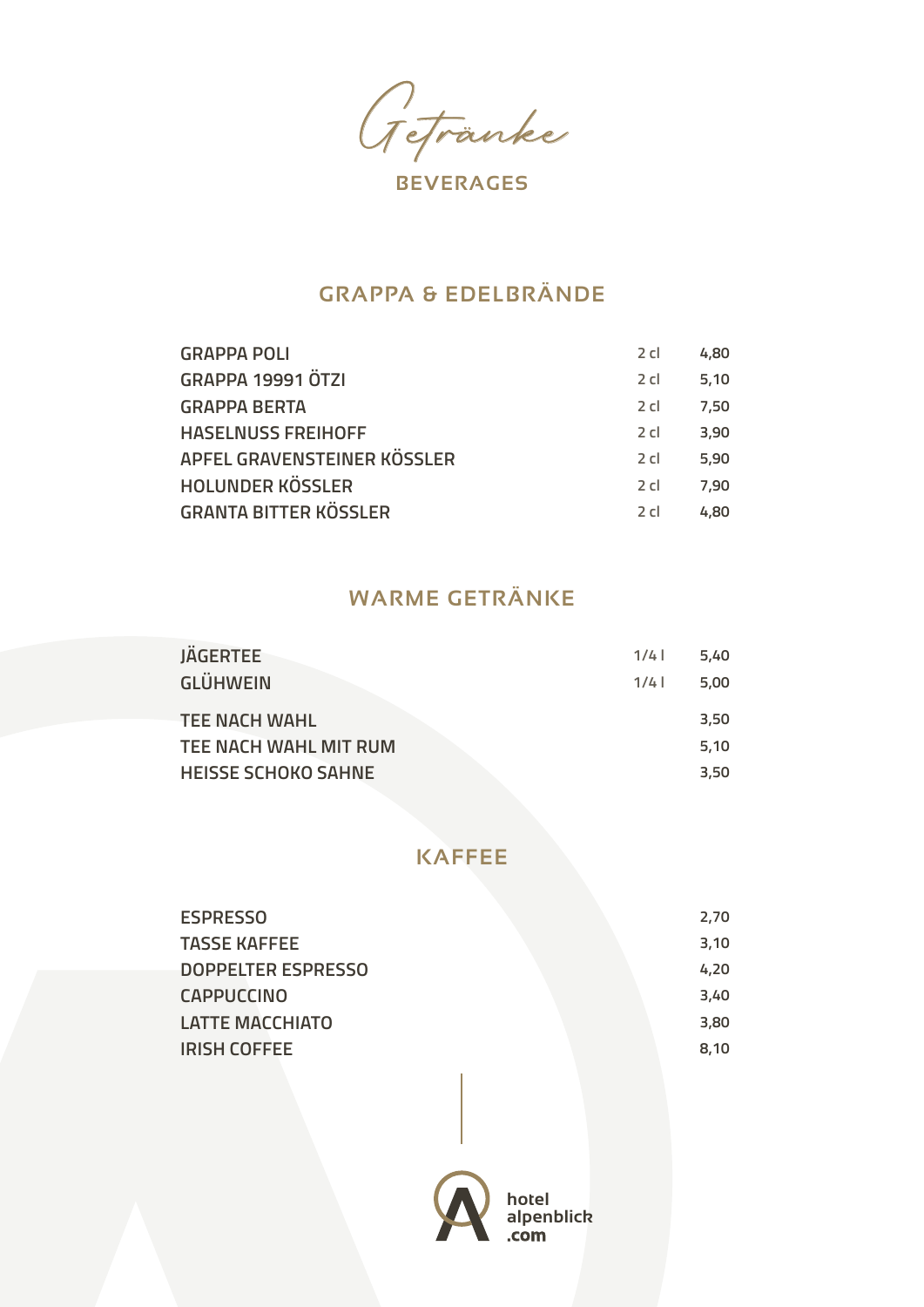# Getränke

BEVERAGES

## GRAPPA & EDELBRÄNDE

| | | |
|---|---|---|
| GRAPPA POLI | 2 cl | 4,80 |
| GRAPPA 19991 ÖTZI | 2 cl | 5,10 |
| GRAPPA BERTA | 2 cl | 7,50 |
| HASELNUSS FREIHOFF | 2 cl | 3,90 |
| APFEL GRAVENSTEINER KÖSSLER | 2 cl | 5,90 |
| HOLUNDER KÖSSLER | 2 cl | 7,90 |
| GRANTA BITTER KÖSSLER | 2 cl | 4,80 |

## WARME GETRÄNKE

| | | |
|---|---|---|
| JÄGERTEE | 1/4 l | 5,40 |
| GLÜHWEIN | 1/4 l | 5,00 |
| TEE NACH WAHL | | 3,50 |
| TEE NACH WAHL MIT RUM | | 5,10 |
| HEISSE SCHOKO SAHNE | | 3,50 |

## KAFFEE

| | |
|---|---|
| ESPRESSO | 2,70 |
| TASSE KAFFEE | 3,10 |
| DOPPELTER ESPRESSO | 4,20 |
| CAPPUCCINO | 3,40 |
| LATTE MACCHIATO | 3,80 |
| IRISH COFFEE | 8,10 |

hotel alpenblick .com